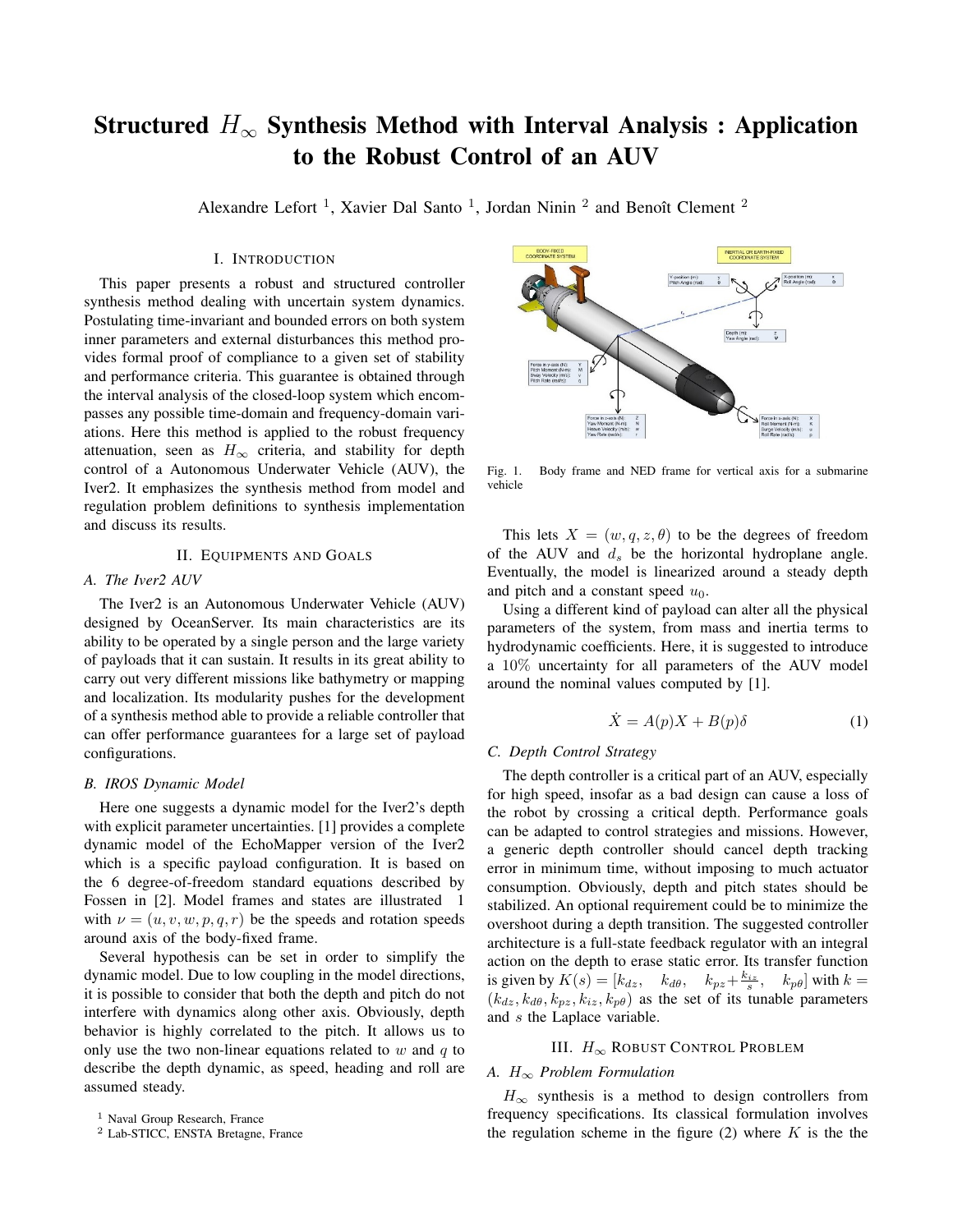# Structured $H_\infty$ Synthesis Method with Interval Analysis : Application to the Robust Control of an AUV

Alexandre Lefort [1], Xavier Dal Santo [1], Jordan Ninin [2] and Benoît Clement [2]

## I. Introduction

This paper presents a robust and structured controller synthesis method dealing with uncertain system dynamics. Postulating time-invariant and bounded errors on both system inner parameters and external disturbances this method provides formal proof of compliance to a given set of stability and performance criteria. This guarantee is obtained through the interval analysis of the closed-loop system which encompasses any possible time-domain and frequency-domain variations. Here this method is applied to the robust frequency attenuation, seen as $H_\infty$ criteria, and stability for depth control of a Autonomous Underwater Vehicle (AUV), the Iver2. It emphasizes the synthesis method from model and regulation problem definitions to synthesis implementation and discuss its results.

## II. Equipments and Goals

### A. The Iver2 AUV

The Iver2 is an Autonomous Underwater Vehicle (AUV) designed by OceanServer. Its main characteristics are its ability to be operated by a single person and the large variety of payloads that it can sustain. It results in its great ability to carry out very different missions like bathymetry or mapping and localization. Its modularity pushes for the development of a synthesis method able to provide a reliable controller that can offer performance guarantees for a large set of payload configurations.

### B. IROS Dynamic Model

Here one suggests a dynamic model for the Iver2's depth with explicit parameter uncertainties. [1] provides a complete dynamic model of the EchoMapper version of the Iver2 which is a specific payload configuration. It is based on the 6 degree-of-freedom standard equations described by Fossen in [2]. Model frames and states are illustrated 1 with $\nu = (u, v, w, p, q, r)$ be the speeds and rotation speeds around axis of the body-fixed frame.

Several hypothesis can be set in order to simplify the dynamic model. Due to low coupling in the model directions, it is possible to consider that both the depth and pitch do not interfere with dynamics along other axis. Obviously, depth behavior is highly correlated to the pitch. It allows us to only use the two non-linear equations related to $w$ and $q$ to describe the depth dynamic, as speed, heading and roll are assumed steady.

[1] Naval Group Research, France

[2] Lab-STICC, ENSTA Bretagne, France

Fig. 1. Body frame and NED frame for vertical axis for a submarine vehicle

This lets $X = (w, q, z, \theta)$ to be the degrees of freedom of the AUV and $d_s$ be the horizontal hydroplane angle. Eventually, the model is linearized around a steady depth and pitch and a constant speed $u_0$.

Using a different kind of payload can alter all the physical parameters of the system, from mass and inertia terms to hydrodynamic coefficients. Here, it is suggested to introduce a $10\%$ uncertainty for all parameters of the AUV model around the nominal values computed by [1].

$$\dot{X} = A(p)X + B(p)\delta \tag{1}$$

### C. Depth Control Strategy

The depth controller is a critical part of an AUV, especially for high speed, insofar as a bad design can cause a loss of the robot by crossing a critical depth. Performance goals can be adapted to control strategies and missions. However, a generic depth controller should cancel depth tracking error in minimum time, without imposing to much actuator consumption. Obviously, depth and pitch states should be stabilized. An optional requirement could be to minimize the overshoot during a depth transition. The suggested controller architecture is a full-state feedback regulator with an integral action on the depth to erase static error. Its transfer function is given by $K(s) = [k_{dz}, \quad k_{d\theta}, \quad k_{pz} + \frac{k_{iz}}{s}, \quad k_{p\theta}]$ with $k = (k_{dz}, k_{d\theta}, k_{pz}, k_{iz}, k_{p\theta})$ as the set of its tunable parameters and $s$ the Laplace variable.

## III. $H_\infty$ Robust Control Problem

### A. $H_\infty$ Problem Formulation

$H_\infty$ synthesis is a method to design controllers from frequency specifications. Its classical formulation involves the regulation scheme in the figure (2) where $K$ is the the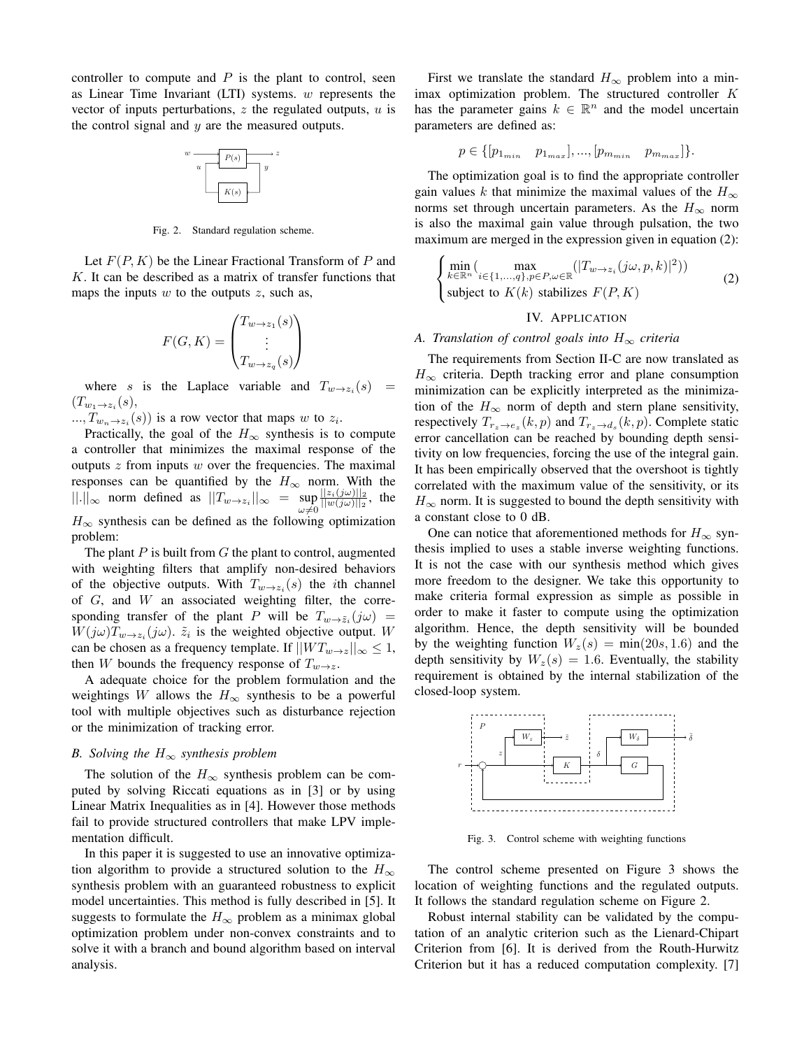controller to compute and $P$ is the plant to control, seen as Linear Time Invariant (LTI) systems. $w$ represents the vector of inputs perturbations, $z$ the regulated outputs, $u$ is the control signal and $y$ are the measured outputs.

Fig. 2. Standard regulation scheme.

Let $F(P,K)$ be the Linear Fractional Transform of $P$ and $K$. It can be described as a matrix of transfer functions that maps the inputs $w$ to the outputs $z$, such as,

$$F(G,K) = \begin{pmatrix} T_{w\to z_1}(s) \\ \vdots \\ T_{w\to z_q}(s) \end{pmatrix}$$

where $s$ is the Laplace variable and $T_{w\to z_i}(s) = (T_{w_1\to z_i}(s),$
$..., T_{w_n\to z_i}(s))$ is a row vector that maps $w$ to $z_i$.

Practically, the goal of the $H_\infty$ synthesis is to compute a controller that minimizes the maximal response of the outputs $z$ from inputs $w$ over the frequencies. The maximal responses can be quantified by the $H_\infty$ norm. With the $||.||_\infty$ norm defined as $||T_{w\to z_i}||_\infty = \sup_{\omega\neq 0} \frac{||z_i(j\omega)||_2}{||w(j\omega)||_2}$, the $H_\infty$ synthesis can be defined as the following optimization problem:

The plant $P$ is built from $G$ the plant to control, augmented with weighting filters that amplify non-desired behaviors of the objective outputs. With $T_{w\to z_i}(s)$ the $i$th channel of $G$, and $W$ an associated weighting filter, the corresponding transfer of the plant $P$ will be $T_{w\to \tilde{z}_i}(j\omega) = W(j\omega)T_{w\to z_i}(j\omega)$. $\tilde{z}_i$ is the weighted objective output. $W$ can be chosen as a frequency template. If $||WT_{w\to z}||_\infty \leq 1$, then $W$ bounds the frequency response of $T_{w\to z}$.

A adequate choice for the problem formulation and the weightings $W$ allows the $H_\infty$ synthesis to be a powerful tool with multiple objectives such as disturbance rejection or the minimization of tracking error.

### *B. Solving the $H_\infty$ synthesis problem*

The solution of the $H_\infty$ synthesis problem can be computed by solving Riccati equations as in [3] or by using Linear Matrix Inequalities as in [4]. However those methods fail to provide structured controllers that make LPV implementation difficult.

In this paper it is suggested to use an innovative optimization algorithm to provide a structured solution to the $H_\infty$ synthesis problem with an guaranteed robustness to explicit model uncertainties. This method is fully described in [5]. It suggests to formulate the $H_\infty$ problem as a minimax global optimization problem under non-convex constraints and to solve it with a branch and bound algorithm based on interval analysis.

First we translate the standard $H_\infty$ problem into a minimax optimization problem. The structured controller $K$ has the parameter gains $k \in \mathbb{R}^n$ and the model uncertain parameters are defined as:

$$p \in \{[p_{1_{min}} \quad p_{1_{max}}], ..., [p_{m_{min}} \quad p_{m_{max}}]\}.$$

The optimization goal is to find the appropriate controller gain values $k$ that minimize the maximal values of the $H_\infty$ norms set through uncertain parameters. As the $H_\infty$ norm is also the maximal gain value through pulsation, the two maximum are merged in the expression given in equation (2):

$$\begin{cases} \min_{k\in\mathbb{R}^n} \left( \max_{i\in\{1,...,q\}, p\in P, \omega\in\mathbb{R}} (|T_{w\to z_i}(j\omega, p, k)|^2) \right) \\ \text{subject to } K(k) \text{ stabilizes } F(P,K) \end{cases} \quad (2)$$

## IV. Application

### *A. Translation of control goals into $H_\infty$ criteria*

The requirements from Section II-C are now translated as $H_\infty$ criteria. Depth tracking error and plane consumption minimization can be explicitly interpreted as the minimization of the $H_\infty$ norm of depth and stern plane sensitivity, respectively $T_{r_z\to e_z}(k,p)$ and $T_{r_z\to d_s}(k,p)$. Complete static error cancellation can be reached by bounding depth sensitivity on low frequencies, forcing the use of the integral gain. It has been empirically observed that the overshoot is tightly correlated with the maximum value of the sensitivity, or its $H_\infty$ norm. It is suggested to bound the depth sensitivity with a constant close to 0 dB.

One can notice that aforementioned methods for $H_\infty$ synthesis implied to uses a stable inverse weighting functions. It is not the case with our synthesis method which gives more freedom to the designer. We take this opportunity to make criteria formal expression as simple as possible in order to make it faster to compute using the optimization algorithm. Hence, the depth sensitivity will be bounded by the weighting function $W_z(s) = \min(20s, 1.6)$ and the depth sensitivity by $W_z(s) = 1.6$. Eventually, the stability requirement is obtained by the internal stabilization of the closed-loop system.

Fig. 3. Control scheme with weighting functions

The control scheme presented on Figure 3 shows the location of weighting functions and the regulated outputs. It follows the standard regulation scheme on Figure 2.

Robust internal stability can be validated by the computation of an analytic criterion such as the Lienard-Chipart Criterion from [6]. It is derived from the Routh-Hurwitz Criterion but it has a reduced computation complexity. [7]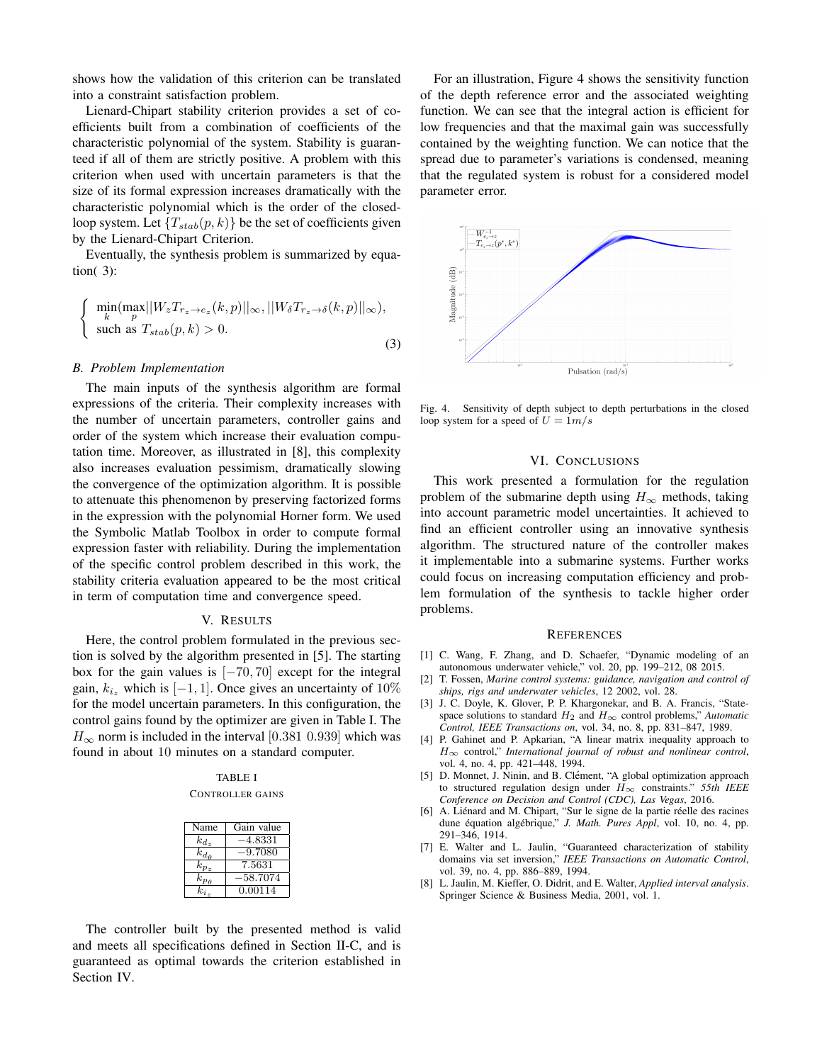shows how the validation of this criterion can be translated into a constraint satisfaction problem.

Lienard-Chipart stability criterion provides a set of coefficients built from a combination of coefficients of the characteristic polynomial of the system. Stability is guaranteed if all of them are strictly positive. A problem with this criterion when used with uncertain parameters is that the size of its formal expression increases dramatically with the characteristic polynomial which is the order of the closed-loop system. Let $\{T_{stab}(p,k)\}$ be the set of coefficients given by the Lienard-Chipart Criterion.

Eventually, the synthesis problem is summarized by equation( 3):

$$\begin{cases} \min_{k}(\max_{p} ||W_z T_{r_z \to e_z}(k,p)||_\infty, ||W_\delta T_{r_z \to \delta}(k,p)||_\infty), \\ \text{such as } T_{stab}(p,k) > 0. \end{cases} \tag{3}$$

### B. Problem Implementation

The main inputs of the synthesis algorithm are formal expressions of the criteria. Their complexity increases with the number of uncertain parameters, controller gains and order of the system which increase their evaluation computation time. Moreover, as illustrated in [8], this complexity also increases evaluation pessimism, dramatically slowing the convergence of the optimization algorithm. It is possible to attenuate this phenomenon by preserving factorized forms in the expression with the polynomial Horner form. We used the Symbolic Matlab Toolbox in order to compute formal expression faster with reliability. During the implementation of the specific control problem described in this work, the stability criteria evaluation appeared to be the most critical in term of computation time and convergence speed.

## V. Results

Here, the control problem formulated in the previous section is solved by the algorithm presented in [5]. The starting box for the gain values is $[-70, 70]$ except for the integral gain, $k_{i_z}$ which is $[-1, 1]$. Once gives an uncertainty of $10\%$ for the model uncertain parameters. In this configuration, the control gains found by the optimizer are given in Table I. The $H_\infty$ norm is included in the interval $[0.381\ 0.939]$ which was found in about $10$ minutes on a standard computer.

TABLE I

Controller Gains

| Name | Gain value |
|---|---|
| $k_{d_z}$ | $-4.8331$ |
| $k_{d_\theta}$ | $-9.7080$ |
| $k_{p_z}$ | $7.5631$ |
| $k_{p_\theta}$ | $-58.7074$ |
| $k_{i_z}$ | $0.00114$ |

The controller built by the presented method is valid and meets all specifications defined in Section II-C, and is guaranteed as optimal towards the criterion established in Section IV.

For an illustration, Figure 4 shows the sensitivity function of the depth reference error and the associated weighting function. We can see that the integral action is efficient for low frequencies and that the maximal gain was successfully contained by the weighting function. We can notice that the spread due to parameter's variations is condensed, meaning that the regulated system is robust for a considered model parameter error.

$W_{e_z \to z}^{-1}$

$T_{e_z \to z}(p^*, k^*)$

Magnitude (dB)

Pulsation (rad/s)

Fig. 4. Sensitivity of depth subject to depth perturbations in the closed loop system for a speed of $U = 1m/s$

## VI. Conclusions

This work presented a formulation for the regulation problem of the submarine depth using $H_\infty$ methods, taking into account parametric model uncertainties. It achieved to find an efficient controller using an innovative synthesis algorithm. The structured nature of the controller makes it implementable into a submarine systems. Further works could focus on increasing computation efficiency and problem formulation of the synthesis to tackle higher order problems.

## References

[1] C. Wang, F. Zhang, and D. Schaefer, "Dynamic modeling of an autonomous underwater vehicle," vol. 20, pp. 199–212, 08 2015.

[2] T. Fossen, *Marine control systems: guidance, navigation and control of ships, rigs and underwater vehicles*, 12 2002, vol. 28.

[3] J. C. Doyle, K. Glover, P. P. Khargonekar, and B. A. Francis, "State-space solutions to standard $H_2$ and $H_\infty$ control problems," *Automatic Control, IEEE Transactions on*, vol. 34, no. 8, pp. 831–847, 1989.

[4] P. Gahinet and P. Apkarian, "A linear matrix inequality approach to $H_\infty$ control," *International journal of robust and nonlinear control*, vol. 4, no. 4, pp. 421–448, 1994.

[5] D. Monnet, J. Ninin, and B. Clément, "A global optimization approach to structured regulation design under $H_\infty$ constraints." *55th IEEE Conference on Decision and Control (CDC), Las Vegas*, 2016.

[6] A. Liénard and M. Chipart, "Sur le signe de la partie réelle des racines dune équation algébrique," *J. Math. Pures Appl*, vol. 10, no. 4, pp. 291–346, 1914.

[7] E. Walter and L. Jaulin, "Guaranteed characterization of stability domains via set inversion," *IEEE Transactions on Automatic Control*, vol. 39, no. 4, pp. 886–889, 1994.

[8] L. Jaulin, M. Kieffer, O. Didrit, and E. Walter, *Applied interval analysis*. Springer Science & Business Media, 2001, vol. 1.